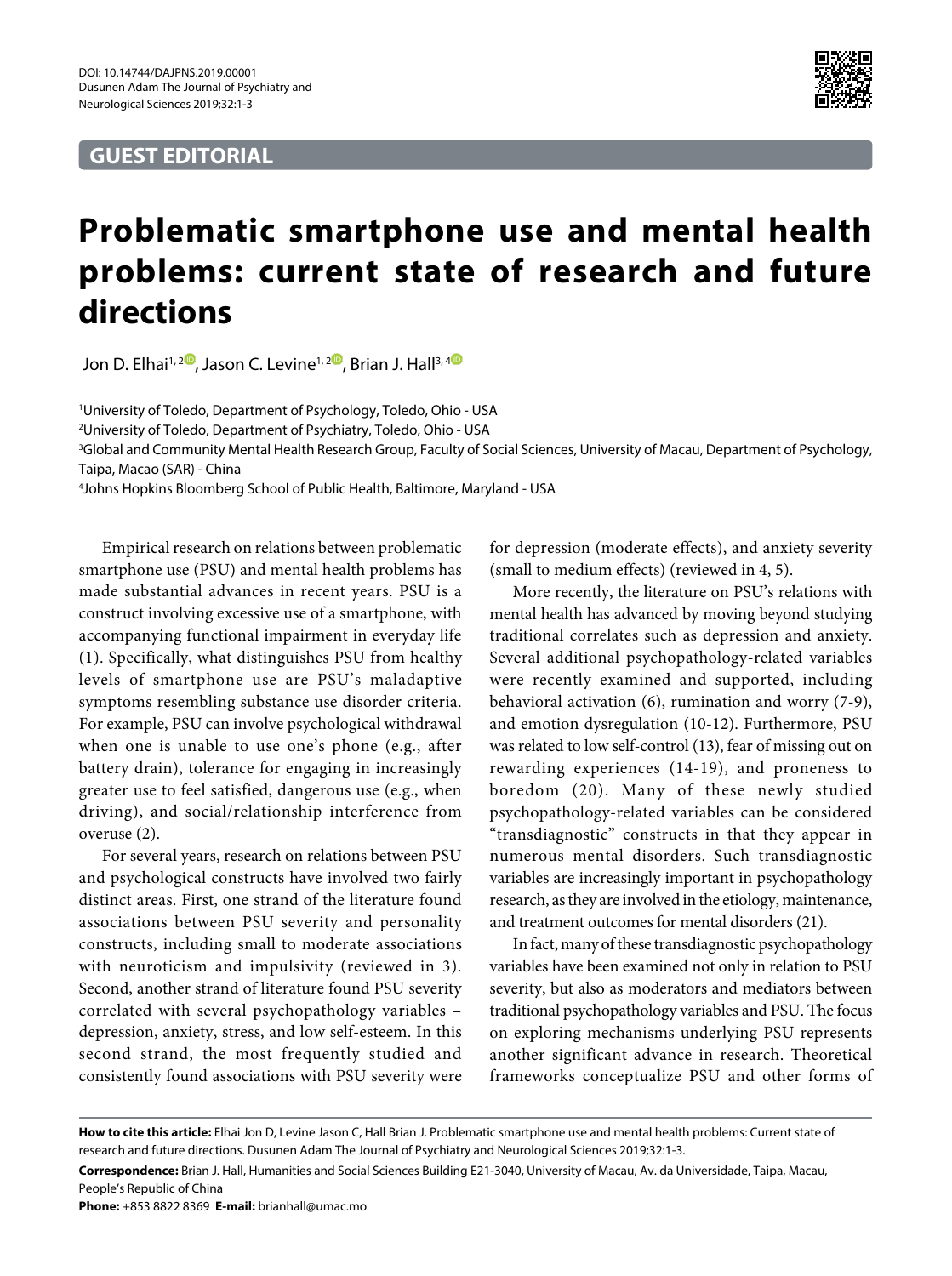GUEST EDITORIAL

# Problematic smartphone use and mental health problems: current state of research and future directions

Jon D. Elhai[1, 2], Jason C. Levine[1, 2], Brian J. Hall[3, 4]

[1]University of Toledo, Department of Psychology, Toledo, Ohio - USA

[2]University of Toledo, Department of Psychiatry, Toledo, Ohio - USA

[3]Global and Community Mental Health Research Group, Faculty of Social Sciences, University of Macau, Department of Psychology, Taipa, Macao (SAR) - China

[4]Johns Hopkins Bloomberg School of Public Health, Baltimore, Maryland - USA

Empirical research on relations between problematic smartphone use (PSU) and mental health problems has made substantial advances in recent years. PSU is a construct involving excessive use of a smartphone, with accompanying functional impairment in everyday life (1). Specifically, what distinguishes PSU from healthy levels of smartphone use are PSU's maladaptive symptoms resembling substance use disorder criteria. For example, PSU can involve psychological withdrawal when one is unable to use one's phone (e.g., after battery drain), tolerance for engaging in increasingly greater use to feel satisfied, dangerous use (e.g., when driving), and social/relationship interference from overuse (2).

For several years, research on relations between PSU and psychological constructs have involved two fairly distinct areas. First, one strand of the literature found associations between PSU severity and personality constructs, including small to moderate associations with neuroticism and impulsivity (reviewed in 3). Second, another strand of literature found PSU severity correlated with several psychopathology variables – depression, anxiety, stress, and low self-esteem. In this second strand, the most frequently studied and consistently found associations with PSU severity were for depression (moderate effects), and anxiety severity (small to medium effects) (reviewed in 4, 5).

More recently, the literature on PSU's relations with mental health has advanced by moving beyond studying traditional correlates such as depression and anxiety. Several additional psychopathology-related variables were recently examined and supported, including behavioral activation (6), rumination and worry (7-9), and emotion dysregulation (10-12). Furthermore, PSU was related to low self-control (13), fear of missing out on rewarding experiences (14-19), and proneness to boredom (20). Many of these newly studied psychopathology-related variables can be considered "transdiagnostic" constructs in that they appear in numerous mental disorders. Such transdiagnostic variables are increasingly important in psychopathology research, as they are involved in the etiology, maintenance, and treatment outcomes for mental disorders (21).

In fact, many of these transdiagnostic psychopathology variables have been examined not only in relation to PSU severity, but also as moderators and mediators between traditional psychopathology variables and PSU. The focus on exploring mechanisms underlying PSU represents another significant advance in research. Theoretical frameworks conceptualize PSU and other forms of

**How to cite this article:** Elhai Jon D, Levine Jason C, Hall Brian J. Problematic smartphone use and mental health problems: Current state of research and future directions. Dusunen Adam The Journal of Psychiatry and Neurological Sciences 2019;32:1-3.

**Correspondence:** Brian J. Hall, Humanities and Social Sciences Building E21-3040, University of Macau, Av. da Universidade, Taipa, Macau, People's Republic of China

**Phone:** +853 8822 8369 **E-mail:** brianhall@umac.mo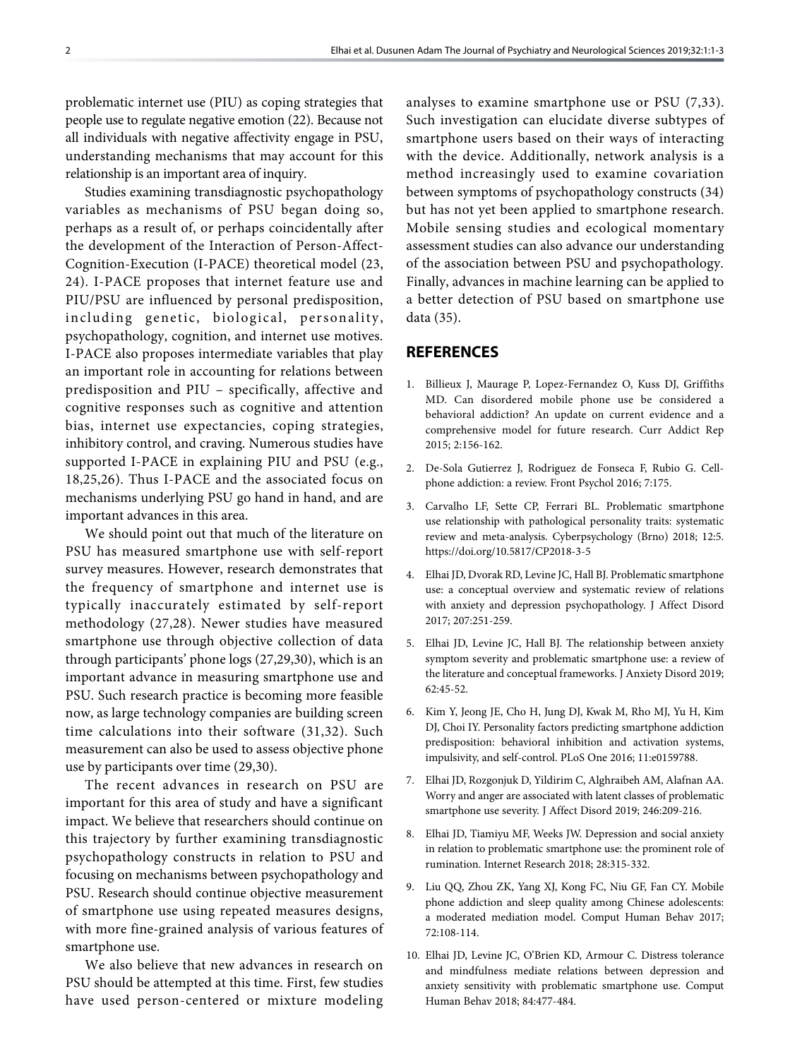problematic internet use (PIU) as coping strategies that people use to regulate negative emotion (22). Because not all individuals with negative affectivity engage in PSU, understanding mechanisms that may account for this relationship is an important area of inquiry.

Studies examining transdiagnostic psychopathology variables as mechanisms of PSU began doing so, perhaps as a result of, or perhaps coincidentally after the development of the Interaction of Person-Affect-Cognition-Execution (I-PACE) theoretical model (23, 24). I-PACE proposes that internet feature use and PIU/PSU are influenced by personal predisposition, including genetic, biological, personality, psychopathology, cognition, and internet use motives. I-PACE also proposes intermediate variables that play an important role in accounting for relations between predisposition and PIU – specifically, affective and cognitive responses such as cognitive and attention bias, internet use expectancies, coping strategies, inhibitory control, and craving. Numerous studies have supported I-PACE in explaining PIU and PSU (e.g., 18,25,26). Thus I-PACE and the associated focus on mechanisms underlying PSU go hand in hand, and are important advances in this area.

We should point out that much of the literature on PSU has measured smartphone use with self-report survey measures. However, research demonstrates that the frequency of smartphone and internet use is typically inaccurately estimated by self-report methodology (27,28). Newer studies have measured smartphone use through objective collection of data through participants' phone logs (27,29,30), which is an important advance in measuring smartphone use and PSU. Such research practice is becoming more feasible now, as large technology companies are building screen time calculations into their software (31,32). Such measurement can also be used to assess objective phone use by participants over time (29,30).

The recent advances in research on PSU are important for this area of study and have a significant impact. We believe that researchers should continue on this trajectory by further examining transdiagnostic psychopathology constructs in relation to PSU and focusing on mechanisms between psychopathology and PSU. Research should continue objective measurement of smartphone use using repeated measures designs, with more fine-grained analysis of various features of smartphone use.

We also believe that new advances in research on PSU should be attempted at this time. First, few studies have used person-centered or mixture modeling analyses to examine smartphone use or PSU (7,33). Such investigation can elucidate diverse subtypes of smartphone users based on their ways of interacting with the device. Additionally, network analysis is a method increasingly used to examine covariation between symptoms of psychopathology constructs (34) but has not yet been applied to smartphone research. Mobile sensing studies and ecological momentary assessment studies can also advance our understanding of the association between PSU and psychopathology. Finally, advances in machine learning can be applied to a better detection of PSU based on smartphone use data (35).

## REFERENCES

1. Billieux J, Maurage P, Lopez-Fernandez O, Kuss DJ, Griffiths MD. Can disordered mobile phone use be considered a behavioral addiction? An update on current evidence and a comprehensive model for future research. Curr Addict Rep 2015; 2:156-162.
2. De-Sola Gutierrez J, Rodriguez de Fonseca F, Rubio G. Cell-phone addiction: a review. Front Psychol 2016; 7:175.
3. Carvalho LF, Sette CP, Ferrari BL. Problematic smartphone use relationship with pathological personality traits: systematic review and meta-analysis. Cyberpsychology (Brno) 2018; 12:5. https://doi.org/10.5817/CP2018-3-5
4. Elhai JD, Dvorak RD, Levine JC, Hall BJ. Problematic smartphone use: a conceptual overview and systematic review of relations with anxiety and depression psychopathology. J Affect Disord 2017; 207:251-259.
5. Elhai JD, Levine JC, Hall BJ. The relationship between anxiety symptom severity and problematic smartphone use: a review of the literature and conceptual frameworks. J Anxiety Disord 2019; 62:45-52.
6. Kim Y, Jeong JE, Cho H, Jung DJ, Kwak M, Rho MJ, Yu H, Kim DJ, Choi IY. Personality factors predicting smartphone addiction predisposition: behavioral inhibition and activation systems, impulsivity, and self-control. PLoS One 2016; 11:e0159788.
7. Elhai JD, Rozgonjuk D, Yildirim C, Alghraibeh AM, Alafnan AA. Worry and anger are associated with latent classes of problematic smartphone use severity. J Affect Disord 2019; 246:209-216.
8. Elhai JD, Tiamiyu MF, Weeks JW. Depression and social anxiety in relation to problematic smartphone use: the prominent role of rumination. Internet Research 2018; 28:315-332.
9. Liu QQ, Zhou ZK, Yang XJ, Kong FC, Niu GF, Fan CY. Mobile phone addiction and sleep quality among Chinese adolescents: a moderated mediation model. Comput Human Behav 2017; 72:108-114.
10. Elhai JD, Levine JC, O'Brien KD, Armour C. Distress tolerance and mindfulness mediate relations between depression and anxiety sensitivity with problematic smartphone use. Comput Human Behav 2018; 84:477-484.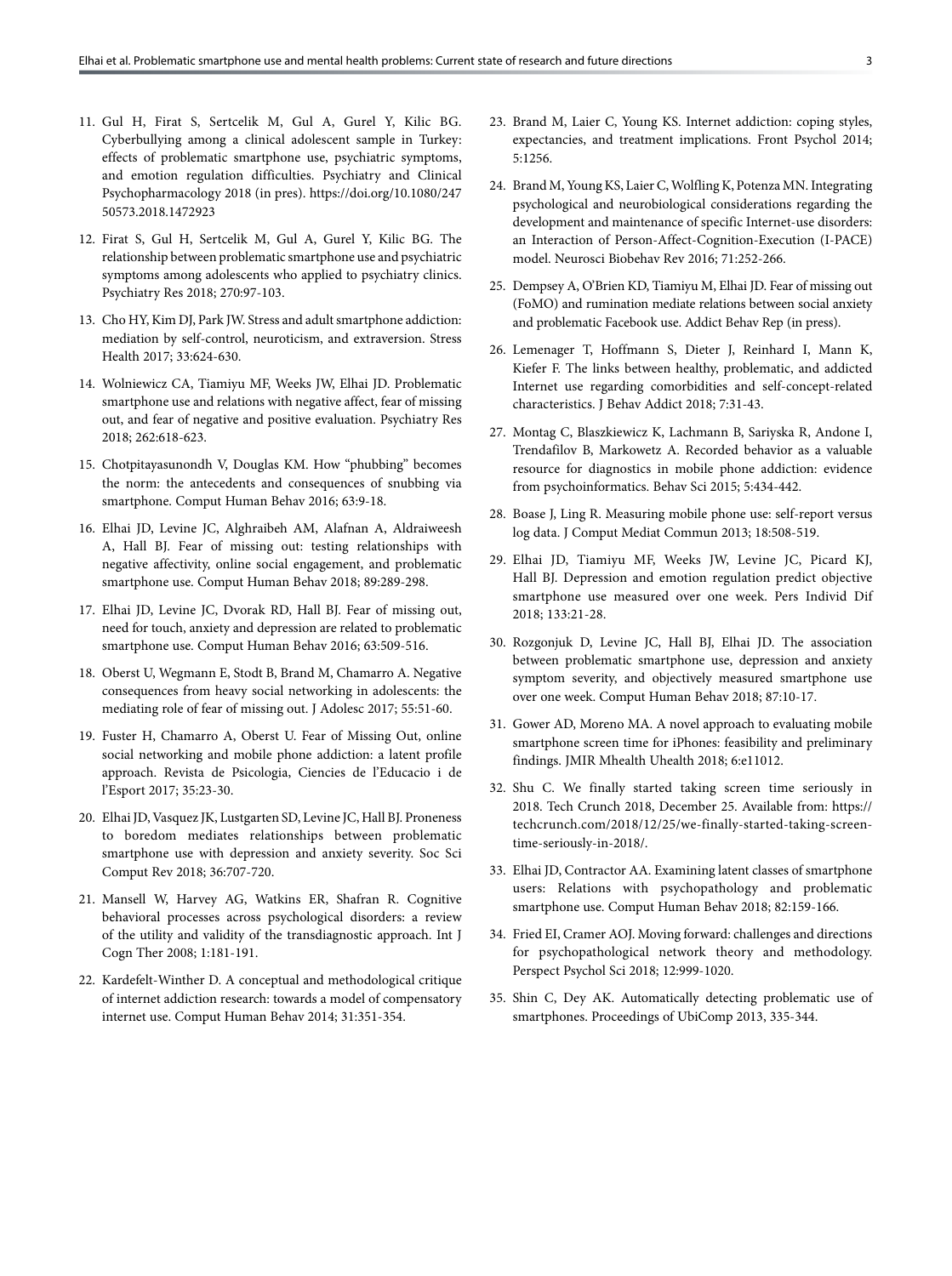11. Gul H, Firat S, Sertcelik M, Gul A, Gurel Y, Kilic BG. Cyberbullying among a clinical adolescent sample in Turkey: effects of problematic smartphone use, psychiatric symptoms, and emotion regulation difficulties. Psychiatry and Clinical Psychopharmacology 2018 (in pres). https://doi.org/10.1080/24750573.2018.1472923

12. Firat S, Gul H, Sertcelik M, Gul A, Gurel Y, Kilic BG. The relationship between problematic smartphone use and psychiatric symptoms among adolescents who applied to psychiatry clinics. Psychiatry Res 2018; 270:97-103.

13. Cho HY, Kim DJ, Park JW. Stress and adult smartphone addiction: mediation by self-control, neuroticism, and extraversion. Stress Health 2017; 33:624-630.

14. Wolniewicz CA, Tiamiyu MF, Weeks JW, Elhai JD. Problematic smartphone use and relations with negative affect, fear of missing out, and fear of negative and positive evaluation. Psychiatry Res 2018; 262:618-623.

15. Chotpitayasunondh V, Douglas KM. How "phubbing" becomes the norm: the antecedents and consequences of snubbing via smartphone. Comput Human Behav 2016; 63:9-18.

16. Elhai JD, Levine JC, Alghraibeh AM, Alafnan A, Aldraiweesh A, Hall BJ. Fear of missing out: testing relationships with negative affectivity, online social engagement, and problematic smartphone use. Comput Human Behav 2018; 89:289-298.

17. Elhai JD, Levine JC, Dvorak RD, Hall BJ. Fear of missing out, need for touch, anxiety and depression are related to problematic smartphone use. Comput Human Behav 2016; 63:509-516.

18. Oberst U, Wegmann E, Stodt B, Brand M, Chamarro A. Negative consequences from heavy social networking in adolescents: the mediating role of fear of missing out. J Adolesc 2017; 55:51-60.

19. Fuster H, Chamarro A, Oberst U. Fear of Missing Out, online social networking and mobile phone addiction: a latent profile approach. Revista de Psicologia, Ciencies de l'Educacio i de l'Esport 2017; 35:23-30.

20. Elhai JD, Vasquez JK, Lustgarten SD, Levine JC, Hall BJ. Proneness to boredom mediates relationships between problematic smartphone use with depression and anxiety severity. Soc Sci Comput Rev 2018; 36:707-720.

21. Mansell W, Harvey AG, Watkins ER, Shafran R. Cognitive behavioral processes across psychological disorders: a review of the utility and validity of the transdiagnostic approach. Int J Cogn Ther 2008; 1:181-191.

22. Kardefelt-Winther D. A conceptual and methodological critique of internet addiction research: towards a model of compensatory internet use. Comput Human Behav 2014; 31:351-354.

23. Brand M, Laier C, Young KS. Internet addiction: coping styles, expectancies, and treatment implications. Front Psychol 2014; 5:1256.

24. Brand M, Young KS, Laier C, Wolfling K, Potenza MN. Integrating psychological and neurobiological considerations regarding the development and maintenance of specific Internet-use disorders: an Interaction of Person-Affect-Cognition-Execution (I-PACE) model. Neurosci Biobehav Rev 2016; 71:252-266.

25. Dempsey A, O'Brien KD, Tiamiyu M, Elhai JD. Fear of missing out (FoMO) and rumination mediate relations between social anxiety and problematic Facebook use. Addict Behav Rep (in press).

26. Lemenager T, Hoffmann S, Dieter J, Reinhard I, Mann K, Kiefer F. The links between healthy, problematic, and addicted Internet use regarding comorbidities and self-concept-related characteristics. J Behav Addict 2018; 7:31-43.

27. Montag C, Blaszkiewicz K, Lachmann B, Sariyska R, Andone I, Trendafilov B, Markowetz A. Recorded behavior as a valuable resource for diagnostics in mobile phone addiction: evidence from psychoinformatics. Behav Sci 2015; 5:434-442.

28. Boase J, Ling R. Measuring mobile phone use: self-report versus log data. J Comput Mediat Commun 2013; 18:508-519.

29. Elhai JD, Tiamiyu MF, Weeks JW, Levine JC, Picard KJ, Hall BJ. Depression and emotion regulation predict objective smartphone use measured over one week. Pers Individ Dif 2018; 133:21-28.

30. Rozgonjuk D, Levine JC, Hall BJ, Elhai JD. The association between problematic smartphone use, depression and anxiety symptom severity, and objectively measured smartphone use over one week. Comput Human Behav 2018; 87:10-17.

31. Gower AD, Moreno MA. A novel approach to evaluating mobile smartphone screen time for iPhones: feasibility and preliminary findings. JMIR Mhealth Uhealth 2018; 6:e11012.

32. Shu C. We finally started taking screen time seriously in 2018. Tech Crunch 2018, December 25. Available from: https://techcrunch.com/2018/12/25/we-finally-started-taking-screen-time-seriously-in-2018/.

33. Elhai JD, Contractor AA. Examining latent classes of smartphone users: Relations with psychopathology and problematic smartphone use. Comput Human Behav 2018; 82:159-166.

34. Fried EI, Cramer AOJ. Moving forward: challenges and directions for psychopathological network theory and methodology. Perspect Psychol Sci 2018; 12:999-1020.

35. Shin C, Dey AK. Automatically detecting problematic use of smartphones. Proceedings of UbiComp 2013, 335-344.